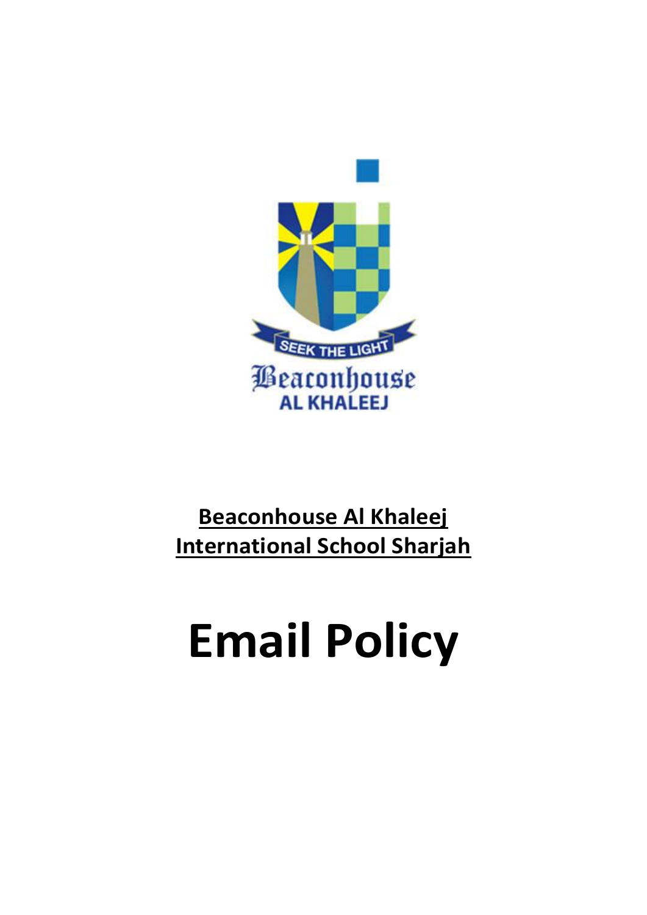SEEK THE LIGHT

Beaconhouse

AL KHALEEJ

**Beaconhouse Al Khaleej International School Sharjah**

# Email Policy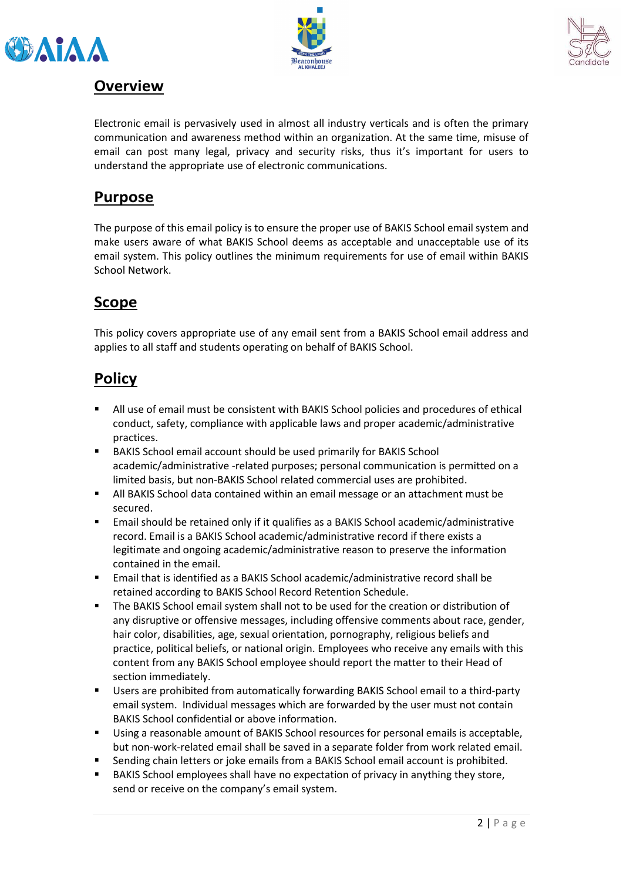## Overview

Electronic email is pervasively used in almost all industry verticals and is often the primary communication and awareness method within an organization. At the same time, misuse of email can post many legal, privacy and security risks, thus it's important for users to understand the appropriate use of electronic communications.

## Purpose

The purpose of this email policy is to ensure the proper use of BAKIS School email system and make users aware of what BAKIS School deems as acceptable and unacceptable use of its email system. This policy outlines the minimum requirements for use of email within BAKIS School Network.

## Scope

This policy covers appropriate use of any email sent from a BAKIS School email address and applies to all staff and students operating on behalf of BAKIS School.

## Policy

- All use of email must be consistent with BAKIS School policies and procedures of ethical conduct, safety, compliance with applicable laws and proper academic/administrative practices.
- BAKIS School email account should be used primarily for BAKIS School academic/administrative -related purposes; personal communication is permitted on a limited basis, but non-BAKIS School related commercial uses are prohibited.
- All BAKIS School data contained within an email message or an attachment must be secured.
- Email should be retained only if it qualifies as a BAKIS School academic/administrative record. Email is a BAKIS School academic/administrative record if there exists a legitimate and ongoing academic/administrative reason to preserve the information contained in the email.
- Email that is identified as a BAKIS School academic/administrative record shall be retained according to BAKIS School Record Retention Schedule.
- The BAKIS School email system shall not to be used for the creation or distribution of any disruptive or offensive messages, including offensive comments about race, gender, hair color, disabilities, age, sexual orientation, pornography, religious beliefs and practice, political beliefs, or national origin. Employees who receive any emails with this content from any BAKIS School employee should report the matter to their Head of section immediately.
- Users are prohibited from automatically forwarding BAKIS School email to a third-party email system. Individual messages which are forwarded by the user must not contain BAKIS School confidential or above information.
- Using a reasonable amount of BAKIS School resources for personal emails is acceptable, but non-work-related email shall be saved in a separate folder from work related email.
- Sending chain letters or joke emails from a BAKIS School email account is prohibited.
- BAKIS School employees shall have no expectation of privacy in anything they store, send or receive on the company's email system.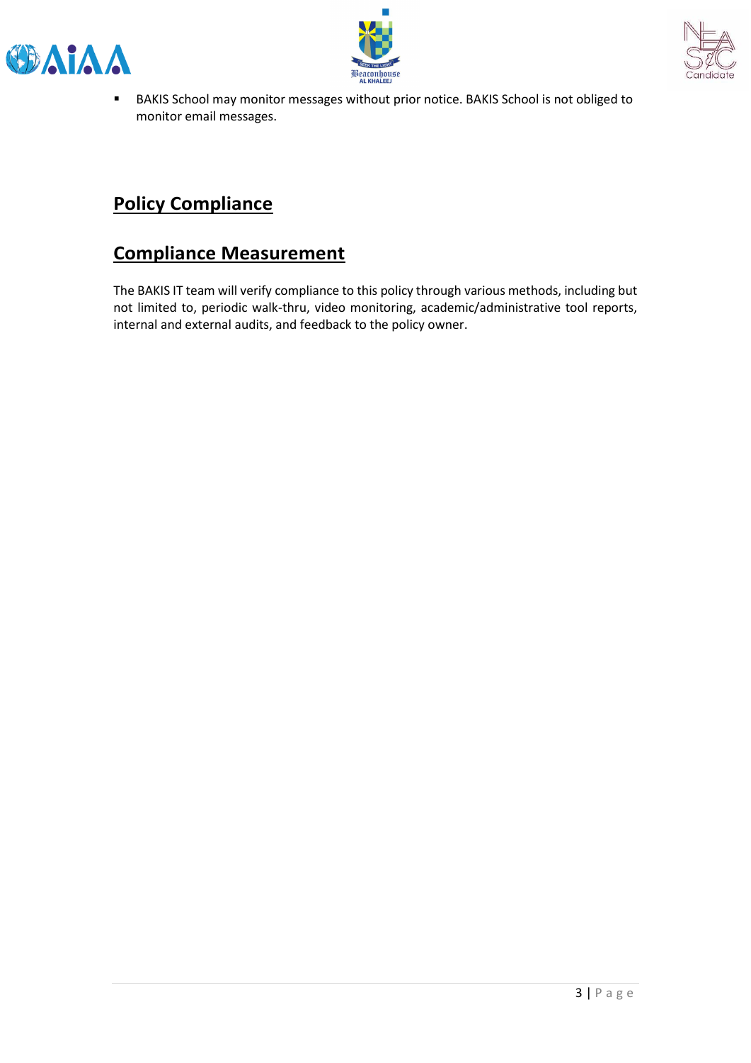- BAKIS School may monitor messages without prior notice. BAKIS School is not obliged to monitor email messages.

## Policy Compliance

## Compliance Measurement

The BAKIS IT team will verify compliance to this policy through various methods, including but not limited to, periodic walk-thru, video monitoring, academic/administrative tool reports, internal and external audits, and feedback to the policy owner.